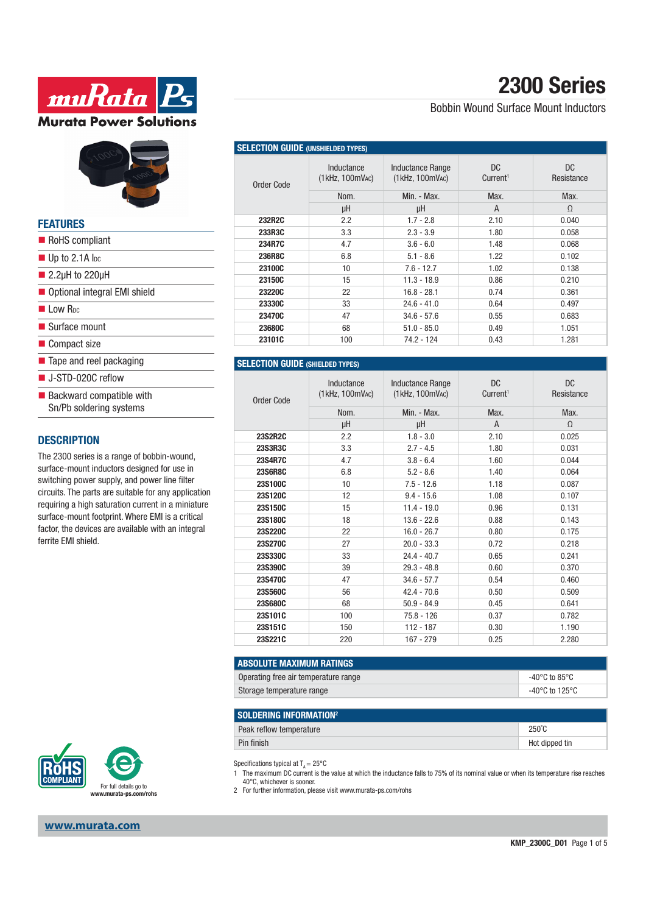# 2300 Series

Bobbin Wound Surface Mount Inductors

Murata Power Solutions

## FEATURES

- RoHS compliant
- Up to 2.1A $I_{DC}$
- 2.2µH to 220µH
- Optional integral EMI shield
- Low $R_{DC}$
- Surface mount
- Compact size
- Tape and reel packaging
- J-STD-020C reflow
- Backward compatible with Sn/Pb soldering systems

## DESCRIPTION

The 2300 series is a range of bobbin-wound, surface-mount inductors designed for use in switching power supply, and power line filter circuits. The parts are suitable for any application requiring a high saturation current in a miniature surface-mount footprint. Where EMI is a critical factor, the devices are available with an integral ferrite EMI shield.

## SELECTION GUIDE (UNSHIELDED TYPES)

| Order Code | Inductance (1kHz, 100mVAC) | Inductance Range (1kHz, 100mVAC) | DC Current[1] | DC Resistance |
|---|---|---|---|---|
| | Nom. | Min. - Max. | Max. | Max. |
| | µH | µH | A | Ω |
| 232R2C | 2.2 | 1.7 - 2.8 | 2.10 | 0.040 |
| 233R3C | 3.3 | 2.3 - 3.9 | 1.80 | 0.058 |
| 234R7C | 4.7 | 3.6 - 6.0 | 1.48 | 0.068 |
| 236R8C | 6.8 | 5.1 - 8.6 | 1.22 | 0.102 |
| 23100C | 10 | 7.6 - 12.7 | 1.02 | 0.138 |
| 23150C | 15 | 11.3 - 18.9 | 0.86 | 0.210 |
| 23220C | 22 | 16.8 - 28.1 | 0.74 | 0.361 |
| 23330C | 33 | 24.6 - 41.0 | 0.64 | 0.497 |
| 23470C | 47 | 34.6 - 57.6 | 0.55 | 0.683 |
| 23680C | 68 | 51.0 - 85.0 | 0.49 | 1.051 |
| 23101C | 100 | 74.2 - 124 | 0.43 | 1.281 |

## SELECTION GUIDE (SHIELDED TYPES)

| Order Code | Inductance (1kHz, 100mVAC) | Inductance Range (1kHz, 100mVAC) | DC Current[1] | DC Resistance |
|---|---|---|---|---|
| | Nom. | Min. - Max. | Max. | Max. |
| | µH | µH | A | Ω |
| 23S2R2C | 2.2 | 1.8 - 3.0 | 2.10 | 0.025 |
| 23S3R3C | 3.3 | 2.7 - 4.5 | 1.80 | 0.031 |
| 23S4R7C | 4.7 | 3.8 - 6.4 | 1.60 | 0.044 |
| 23S6R8C | 6.8 | 5.2 - 8.6 | 1.40 | 0.064 |
| 23S100C | 10 | 7.5 - 12.6 | 1.18 | 0.087 |
| 23S120C | 12 | 9.4 - 15.6 | 1.08 | 0.107 |
| 23S150C | 15 | 11.4 - 19.0 | 0.96 | 0.131 |
| 23S180C | 18 | 13.6 - 22.6 | 0.88 | 0.143 |
| 23S220C | 22 | 16.0 - 26.7 | 0.80 | 0.175 |
| 23S270C | 27 | 20.0 - 33.3 | 0.72 | 0.218 |
| 23S330C | 33 | 24.4 - 40.7 | 0.65 | 0.241 |
| 23S390C | 39 | 29.3 - 48.8 | 0.60 | 0.370 |
| 23S470C | 47 | 34.6 - 57.7 | 0.54 | 0.460 |
| 23S560C | 56 | 42.4 - 70.6 | 0.50 | 0.509 |
| 23S680C | 68 | 50.9 - 84.9 | 0.45 | 0.641 |
| 23S101C | 100 | 75.8 - 126 | 0.37 | 0.782 |
| 23S151C | 150 | 112 - 187 | 0.30 | 1.190 |
| 23S221C | 220 | 167 - 279 | 0.25 | 2.280 |

## ABSOLUTE MAXIMUM RATINGS

| Parameter | Value |
|---|---|
| Operating free air temperature range | -40°C to 85°C |
| Storage temperature range | -40°C to 125°C |

## SOLDERING INFORMATION[2]

| Parameter | Value |
|---|---|
| Peak reflow temperature | 250°C |
| Pin finish | Hot dipped tin |

Specifications typical at $T_A = 25°C$

1 The maximum DC current is the value at which the inductance falls to 75% of its nominal value or when its temperature rise reaches 40°C, whichever is sooner.

2 For further information, please visit www.murata-ps.com/rohs

For full details go to www.murata-ps.com/rohs

www.murata.com

KMP_2300C_D01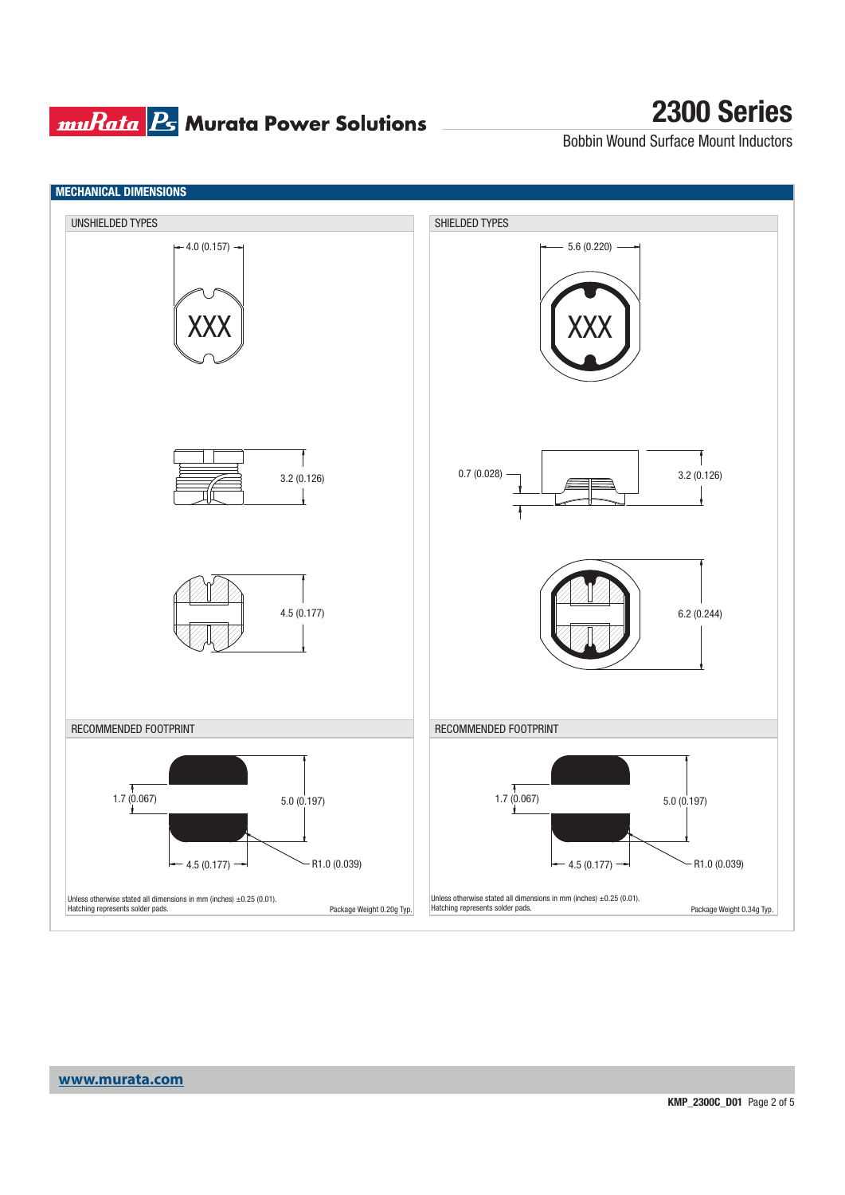## MECHANICAL DIMENSIONS

### UNSHIELDED TYPES

4.0 (0.157)

XXX

3.2 (0.126)

4.5 (0.177)

#### RECOMMENDED FOOTPRINT

1.7 (0.067)

5.0 (0.197)

4.5 (0.177)

R1.0 (0.039)

Unless otherwise stated all dimensions in mm (inches) ±0.25 (0.01).
Hatching represents solder pads.

Package Weight 0.20g Typ.

### SHIELDED TYPES

5.6 (0.220)

XXX

0.7 (0.028)

3.2 (0.126)

6.2 (0.244)

#### RECOMMENDED FOOTPRINT

1.7 (0.067)

5.0 (0.197)

4.5 (0.177)

R1.0 (0.039)

Unless otherwise stated all dimensions in mm (inches) ±0.25 (0.01).
Hatching represents solder pads.

Package Weight 0.34g Typ.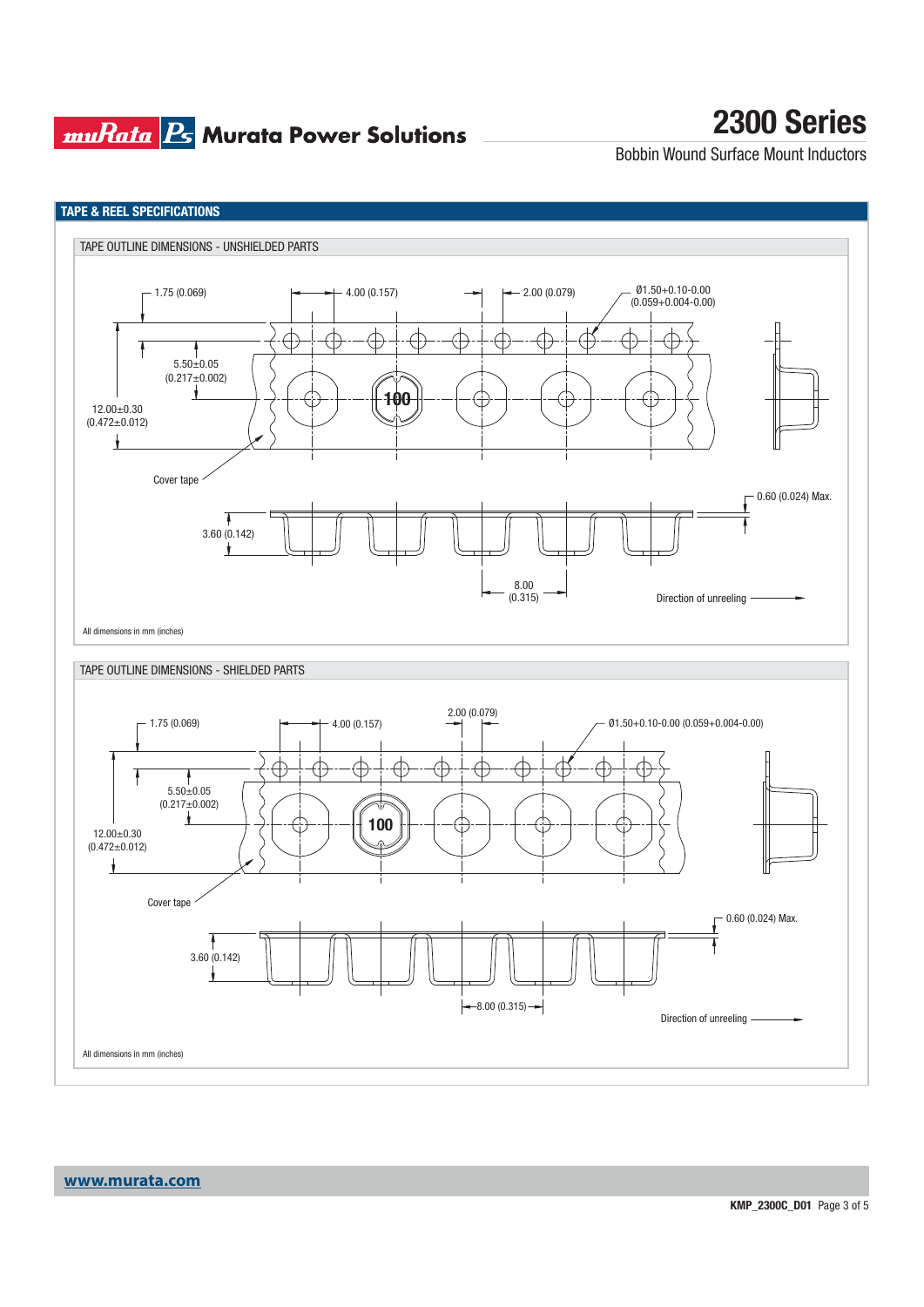## TAPE & REEL SPECIFICATIONS

### TAPE OUTLINE DIMENSIONS - UNSHIELDED PARTS

1.75 (0.069)

4.00 (0.157)

2.00 (0.079)

Ø1.50+0.10-0.00 (0.059+0.004-0.00)

5.50±0.05 (0.217±0.002)

12.00±0.30 (0.472±0.012)

100

Cover tape

0.60 (0.024) Max.

3.60 (0.142)

8.00 (0.315)

Direction of unreeling

All dimensions in mm (inches)

### TAPE OUTLINE DIMENSIONS - SHIELDED PARTS

1.75 (0.069)

4.00 (0.157)

2.00 (0.079)

Ø1.50+0.10-0.00 (0.059+0.004-0.00)

5.50±0.05 (0.217±0.002)

12.00±0.30 (0.472±0.012)

100

Cover tape

0.60 (0.024) Max.

3.60 (0.142)

8.00 (0.315)

Direction of unreeling

All dimensions in mm (inches)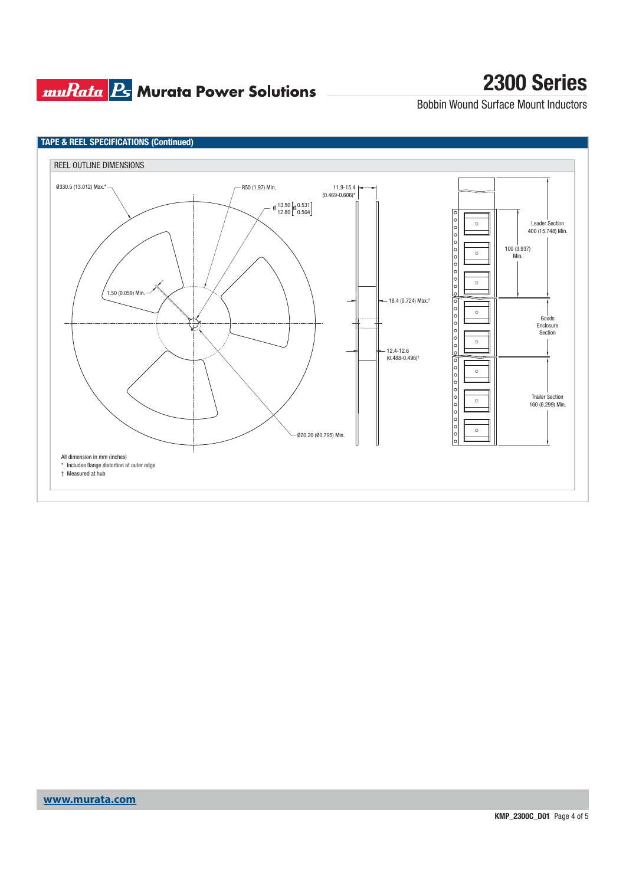## TAPE & REEL SPECIFICATIONS (Continued)

### REEL OUTLINE DIMENSIONS

Ø330.5 (13.012) Max.*

R50 (1.97) Min.

11.9-15.4 (0.469-0.606)*

Ø 13.50 / 12.80 [Ø 0.531 / 0.504]

1.50 (0.059) Min.

18.4 (0.724) Max.†

12.4-12.6 (0.488-0.496)†

Ø20.20 (Ø0.795) Min.

Leader Section 400 (15.748) Min.

100 (3.937) Min.

Goods Enclosure Section

Trailer Section 160 (6.299) Min.

All dimension in mm (inches)

\* Includes flange distortion at outer edge

† Measured at hub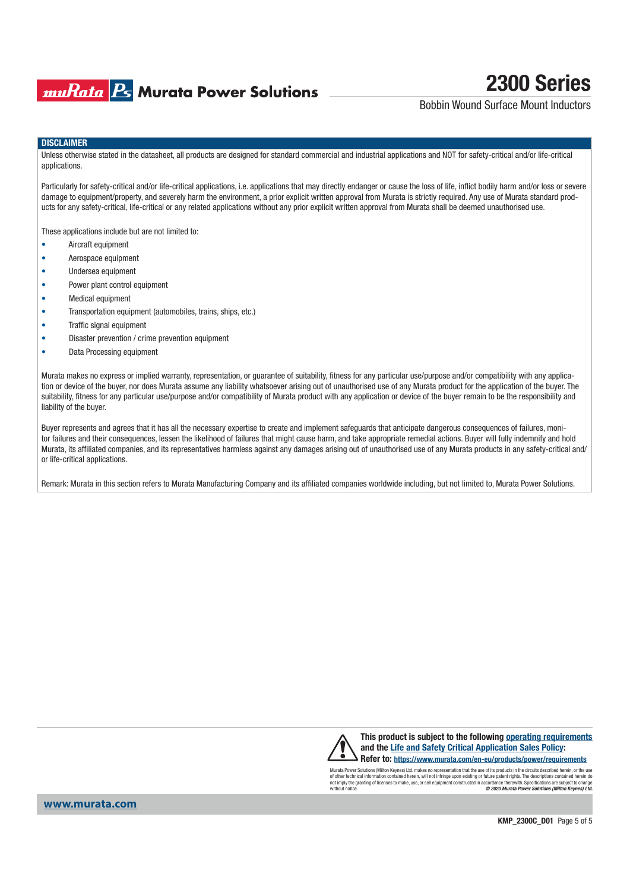## DISCLAIMER

Unless otherwise stated in the datasheet, all products are designed for standard commercial and industrial applications and NOT for safety-critical and/or life-critical applications.

Particularly for safety-critical and/or life-critical applications, i.e. applications that may directly endanger or cause the loss of life, inflict bodily harm and/or loss or severe damage to equipment/property, and severely harm the environment, a prior explicit written approval from Murata is strictly required. Any use of Murata standard products for any safety-critical, life-critical or any related applications without any prior explicit written approval from Murata shall be deemed unauthorised use.

These applications include but are not limited to:

- Aircraft equipment
- Aerospace equipment
- Undersea equipment
- Power plant control equipment
- Medical equipment
- Transportation equipment (automobiles, trains, ships, etc.)
- Traffic signal equipment
- Disaster prevention / crime prevention equipment
- Data Processing equipment

Murata makes no express or implied warranty, representation, or guarantee of suitability, fitness for any particular use/purpose and/or compatibility with any application or device of the buyer, nor does Murata assume any liability whatsoever arising out of unauthorised use of any Murata product for the application of the buyer. The suitability, fitness for any particular use/purpose and/or compatibility of Murata product with any application or device of the buyer remain to be the responsibility and liability of the buyer.

Buyer represents and agrees that it has all the necessary expertise to create and implement safeguards that anticipate dangerous consequences of failures, monitor failures and their consequences, lessen the likelihood of failures that might cause harm, and take appropriate remedial actions. Buyer will fully indemnify and hold Murata, its affiliated companies, and its representatives harmless against any damages arising out of unauthorised use of any Murata products in any safety-critical and/or life-critical applications.

Remark: Murata in this section refers to Murata Manufacturing Company and its affiliated companies worldwide including, but not limited to, Murata Power Solutions.

**This product is subject to the following operating requirements and the Life and Safety Critical Application Sales Policy:**
**Refer to: https://www.murata.com/en-eu/products/power/requirements**

Murata Power Solutions (Milton Keynes) Ltd. makes no representation that the use of its products in the circuits described herein, or the use of other technical information contained herein, will not infringe upon existing or future patent rights. The descriptions contained herein do not imply the granting of licenses to make, use, or sell equipment constructed in accordance therewith. Specifications are subject to change without notice.
*© 2020 Murata Power Solutions (Milton Keynes) Ltd.*